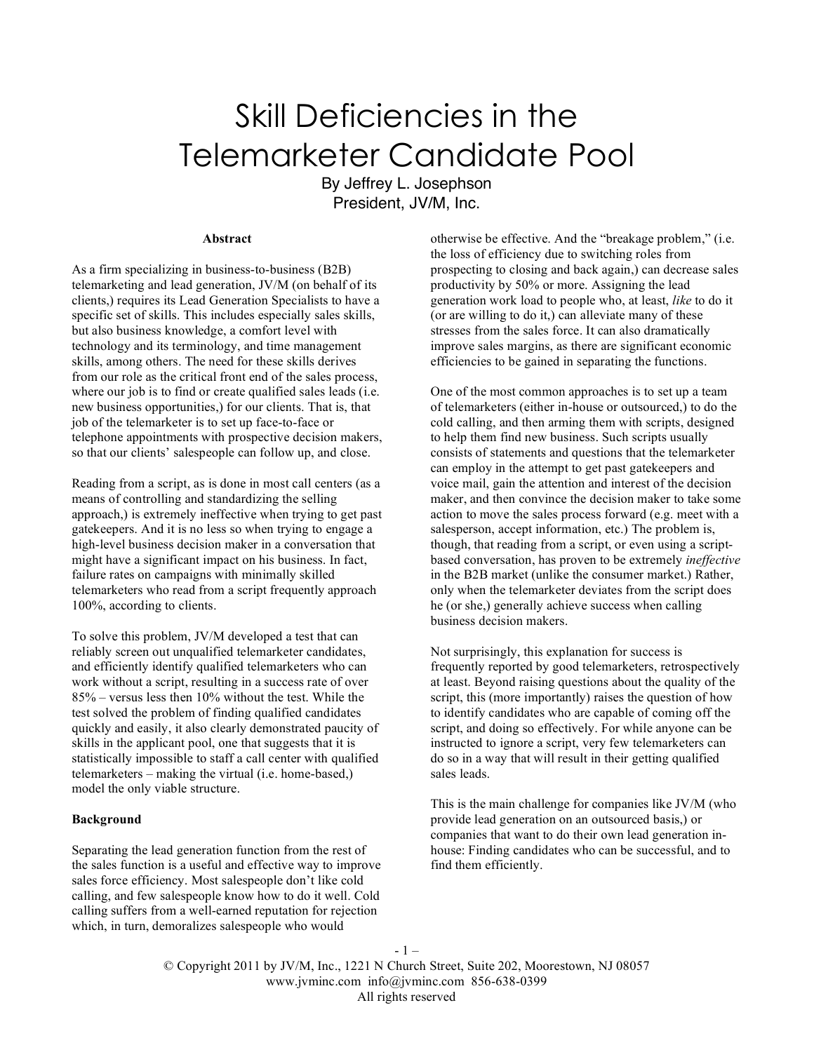# Skill Deficiencies in the Telemarketer Candidate Pool

By Jeffrey L. Josephson
President, JV/M, Inc.

**Abstract**

As a firm specializing in business-to-business (B2B) telemarketing and lead generation, JV/M (on behalf of its clients,) requires its Lead Generation Specialists to have a specific set of skills. This includes especially sales skills, but also business knowledge, a comfort level with technology and its terminology, and time management skills, among others. The need for these skills derives from our role as the critical front end of the sales process, where our job is to find or create qualified sales leads (i.e. new business opportunities,) for our clients. That is, that job of the telemarketer is to set up face-to-face or telephone appointments with prospective decision makers, so that our clients' salespeople can follow up, and close.

Reading from a script, as is done in most call centers (as a means of controlling and standardizing the selling approach,) is extremely ineffective when trying to get past gatekeepers. And it is no less so when trying to engage a high-level business decision maker in a conversation that might have a significant impact on his business. In fact, failure rates on campaigns with minimally skilled telemarketers who read from a script frequently approach 100%, according to clients.

To solve this problem, JV/M developed a test that can reliably screen out unqualified telemarketer candidates, and efficiently identify qualified telemarketers who can work without a script, resulting in a success rate of over 85% – versus less then 10% without the test. While the test solved the problem of finding qualified candidates quickly and easily, it also clearly demonstrated paucity of skills in the applicant pool, one that suggests that it is statistically impossible to staff a call center with qualified telemarketers – making the virtual (i.e. home-based,) model the only viable structure.

**Background**

Separating the lead generation function from the rest of the sales function is a useful and effective way to improve sales force efficiency. Most salespeople don't like cold calling, and few salespeople know how to do it well. Cold calling suffers from a well-earned reputation for rejection which, in turn, demoralizes salespeople who would otherwise be effective. And the "breakage problem," (i.e. the loss of efficiency due to switching roles from prospecting to closing and back again,) can decrease sales productivity by 50% or more. Assigning the lead generation work load to people who, at least, *like* to do it (or are willing to do it,) can alleviate many of these stresses from the sales force. It can also dramatically improve sales margins, as there are significant economic efficiencies to be gained in separating the functions.

One of the most common approaches is to set up a team of telemarketers (either in-house or outsourced,) to do the cold calling, and then arming them with scripts, designed to help them find new business. Such scripts usually consists of statements and questions that the telemarketer can employ in the attempt to get past gatekeepers and voice mail, gain the attention and interest of the decision maker, and then convince the decision maker to take some action to move the sales process forward (e.g. meet with a salesperson, accept information, etc.) The problem is, though, that reading from a script, or even using a script-based conversation, has proven to be extremely *ineffective* in the B2B market (unlike the consumer market.) Rather, only when the telemarketer deviates from the script does he (or she,) generally achieve success when calling business decision makers.

Not surprisingly, this explanation for success is frequently reported by good telemarketers, retrospectively at least. Beyond raising questions about the quality of the script, this (more importantly) raises the question of how to identify candidates who are capable of coming off the script, and doing so effectively. For while anyone can be instructed to ignore a script, very few telemarketers can do so in a way that will result in their getting qualified sales leads.

This is the main challenge for companies like JV/M (who provide lead generation on an outsourced basis,) or companies that want to do their own lead generation in-house: Finding candidates who can be successful, and to find them efficiently.

© Copyright 2011 by JV/M, Inc., 1221 N Church Street, Suite 202, Moorestown, NJ 08057
www.jvminc.com info@jvminc.com 856-638-0399
All rights reserved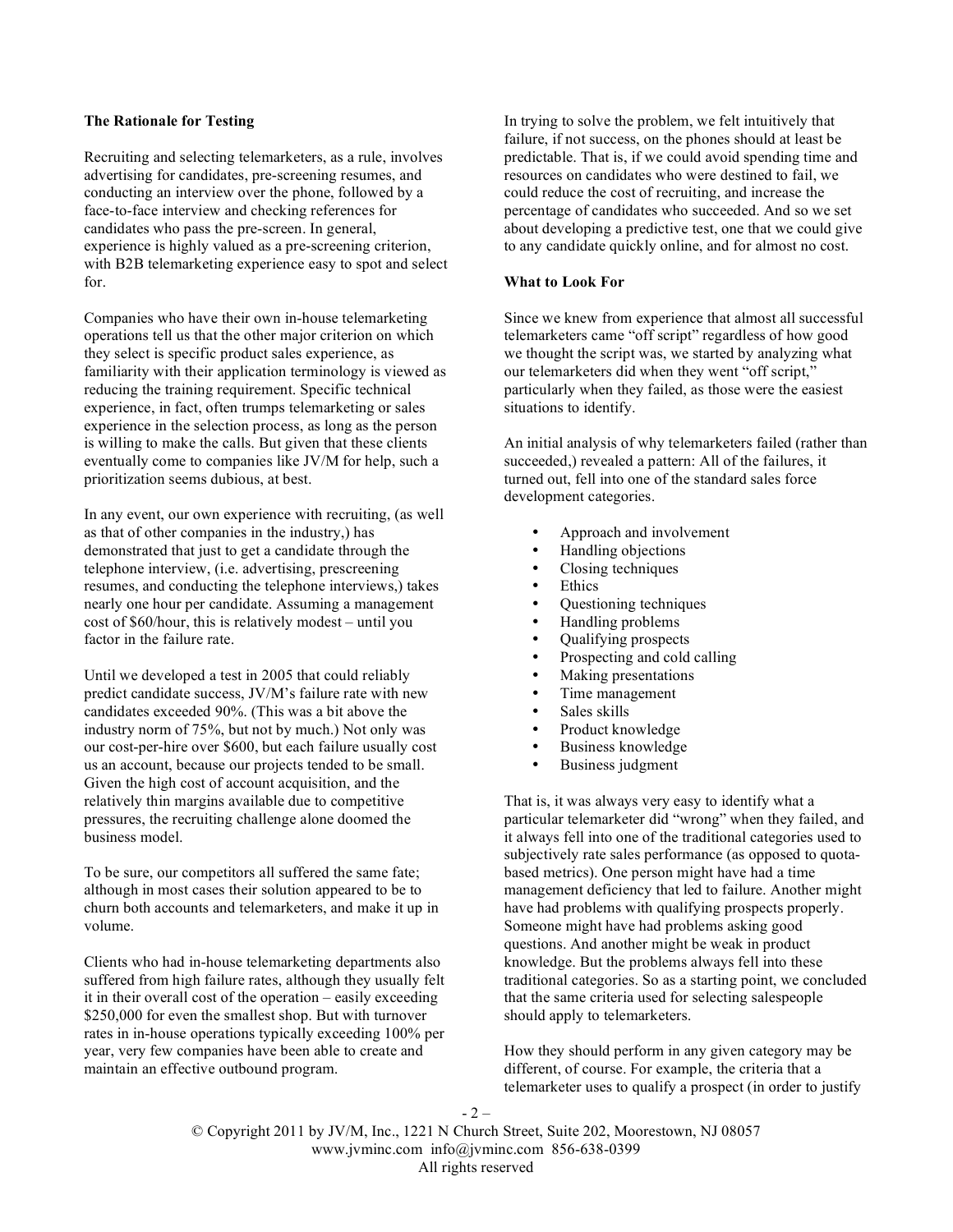**The Rationale for Testing**

Recruiting and selecting telemarketers, as a rule, involves advertising for candidates, pre-screening resumes, and conducting an interview over the phone, followed by a face-to-face interview and checking references for candidates who pass the pre-screen. In general, experience is highly valued as a pre-screening criterion, with B2B telemarketing experience easy to spot and select for.

Companies who have their own in-house telemarketing operations tell us that the other major criterion on which they select is specific product sales experience, as familiarity with their application terminology is viewed as reducing the training requirement. Specific technical experience, in fact, often trumps telemarketing or sales experience in the selection process, as long as the person is willing to make the calls. But given that these clients eventually come to companies like JV/M for help, such a prioritization seems dubious, at best.

In any event, our own experience with recruiting, (as well as that of other companies in the industry,) has demonstrated that just to get a candidate through the telephone interview, (i.e. advertising, prescreening resumes, and conducting the telephone interviews,) takes nearly one hour per candidate. Assuming a management cost of $60/hour, this is relatively modest – until you factor in the failure rate.

Until we developed a test in 2005 that could reliably predict candidate success, JV/M's failure rate with new candidates exceeded 90%. (This was a bit above the industry norm of 75%, but not by much.) Not only was our cost-per-hire over $600, but each failure usually cost us an account, because our projects tended to be small. Given the high cost of account acquisition, and the relatively thin margins available due to competitive pressures, the recruiting challenge alone doomed the business model.

To be sure, our competitors all suffered the same fate; although in most cases their solution appeared to be to churn both accounts and telemarketers, and make it up in volume.

Clients who had in-house telemarketing departments also suffered from high failure rates, although they usually felt it in their overall cost of the operation – easily exceeding $250,000 for even the smallest shop. But with turnover rates in in-house operations typically exceeding 100% per year, very few companies have been able to create and maintain an effective outbound program.

In trying to solve the problem, we felt intuitively that failure, if not success, on the phones should at least be predictable. That is, if we could avoid spending time and resources on candidates who were destined to fail, we could reduce the cost of recruiting, and increase the percentage of candidates who succeeded. And so we set about developing a predictive test, one that we could give to any candidate quickly online, and for almost no cost.

**What to Look For**

Since we knew from experience that almost all successful telemarketers came "off script" regardless of how good we thought the script was, we started by analyzing what our telemarketers did when they went "off script," particularly when they failed, as those were the easiest situations to identify.

An initial analysis of why telemarketers failed (rather than succeeded,) revealed a pattern: All of the failures, it turned out, fell into one of the standard sales force development categories.

- Approach and involvement
- Handling objections
- Closing techniques
- Ethics
- Questioning techniques
- Handling problems
- Qualifying prospects
- Prospecting and cold calling
- Making presentations
- Time management
- Sales skills
- Product knowledge
- Business knowledge
- Business judgment

That is, it was always very easy to identify what a particular telemarketer did "wrong" when they failed, and it always fell into one of the traditional categories used to subjectively rate sales performance (as opposed to quota-based metrics). One person might have had a time management deficiency that led to failure. Another might have had problems with qualifying prospects properly. Someone might have had problems asking good questions. And another might be weak in product knowledge. But the problems always fell into these traditional categories. So as a starting point, we concluded that the same criteria used for selecting salespeople should apply to telemarketers.

How they should perform in any given category may be different, of course. For example, the criteria that a telemarketer uses to qualify a prospect (in order to justify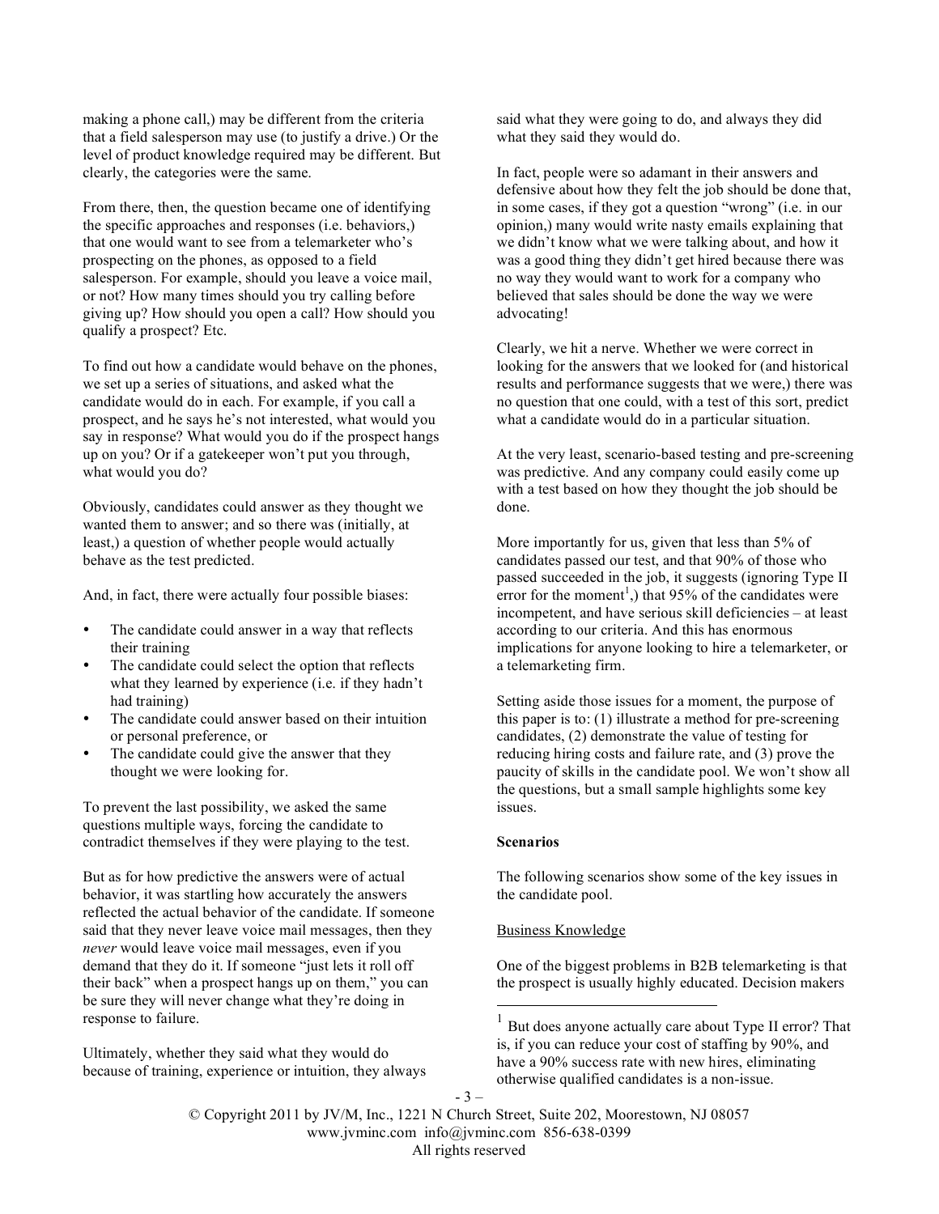making a phone call,) may be different from the criteria that a field salesperson may use (to justify a drive.) Or the level of product knowledge required may be different. But clearly, the categories were the same.

From there, then, the question became one of identifying the specific approaches and responses (i.e. behaviors,) that one would want to see from a telemarketer who's prospecting on the phones, as opposed to a field salesperson. For example, should you leave a voice mail, or not? How many times should you try calling before giving up? How should you open a call? How should you qualify a prospect? Etc.

To find out how a candidate would behave on the phones, we set up a series of situations, and asked what the candidate would do in each. For example, if you call a prospect, and he says he's not interested, what would you say in response? What would you do if the prospect hangs up on you? Or if a gatekeeper won't put you through, what would you do?

Obviously, candidates could answer as they thought we wanted them to answer; and so there was (initially, at least,) a question of whether people would actually behave as the test predicted.

And, in fact, there were actually four possible biases:

- The candidate could answer in a way that reflects their training
- The candidate could select the option that reflects what they learned by experience (i.e. if they hadn't had training)
- The candidate could answer based on their intuition or personal preference, or
- The candidate could give the answer that they thought we were looking for.

To prevent the last possibility, we asked the same questions multiple ways, forcing the candidate to contradict themselves if they were playing to the test.

But as for how predictive the answers were of actual behavior, it was startling how accurately the answers reflected the actual behavior of the candidate. If someone said that they never leave voice mail messages, then they *never* would leave voice mail messages, even if you demand that they do it. If someone "just lets it roll off their back" when a prospect hangs up on them," you can be sure they will never change what they're doing in response to failure.

Ultimately, whether they said what they would do because of training, experience or intuition, they always said what they were going to do, and always they did what they said they would do.

In fact, people were so adamant in their answers and defensive about how they felt the job should be done that, in some cases, if they got a question "wrong" (i.e. in our opinion,) many would write nasty emails explaining that we didn't know what we were talking about, and how it was a good thing they didn't get hired because there was no way they would want to work for a company who believed that sales should be done the way we were advocating!

Clearly, we hit a nerve. Whether we were correct in looking for the answers that we looked for (and historical results and performance suggests that we were,) there was no question that one could, with a test of this sort, predict what a candidate would do in a particular situation.

At the very least, scenario-based testing and pre-screening was predictive. And any company could easily come up with a test based on how they thought the job should be done.

More importantly for us, given that less than 5% of candidates passed our test, and that 90% of those who passed succeeded in the job, it suggests (ignoring Type II error for the moment[1],) that 95% of the candidates were incompetent, and have serious skill deficiencies – at least according to our criteria. And this has enormous implications for anyone looking to hire a telemarketer, or a telemarketing firm.

Setting aside those issues for a moment, the purpose of this paper is to: (1) illustrate a method for pre-screening candidates, (2) demonstrate the value of testing for reducing hiring costs and failure rate, and (3) prove the paucity of skills in the candidate pool. We won't show all the questions, but a small sample highlights some key issues.

**Scenarios**

The following scenarios show some of the key issues in the candidate pool.

Business Knowledge

One of the biggest problems in B2B telemarketing is that the prospect is usually highly educated. Decision makers

[1] But does anyone actually care about Type II error? That is, if you can reduce your cost of staffing by 90%, and have a 90% success rate with new hires, eliminating otherwise qualified candidates is a non-issue.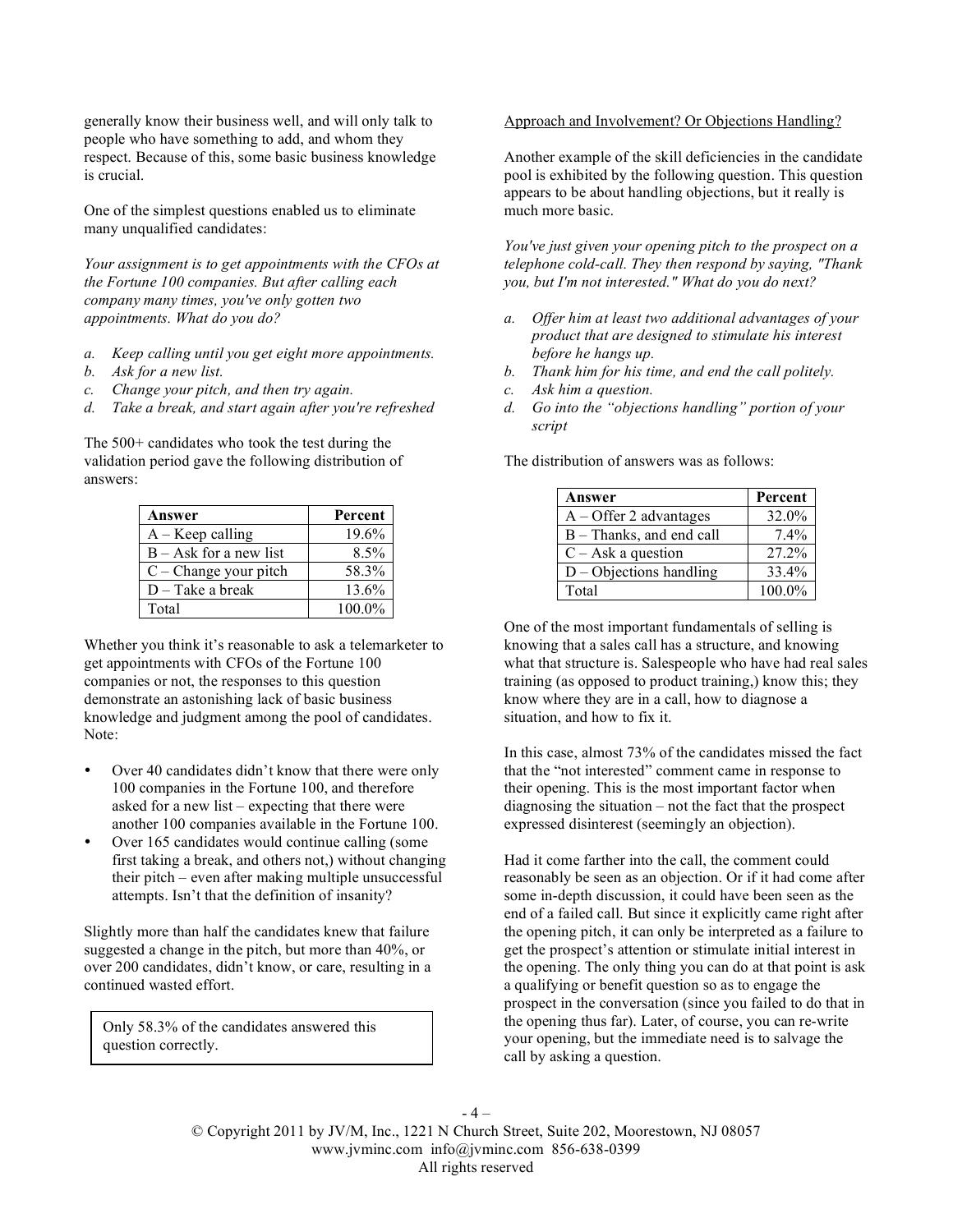generally know their business well, and will only talk to people who have something to add, and whom they respect. Because of this, some basic business knowledge is crucial.

One of the simplest questions enabled us to eliminate many unqualified candidates:

*Your assignment is to get appointments with the CFOs at the Fortune 100 companies. But after calling each company many times, you've only gotten two appointments. What do you do?*

*a. Keep calling until you get eight more appointments.*
*b. Ask for a new list.*
*c. Change your pitch, and then try again.*
*d. Take a break, and start again after you're refreshed*

The 500+ candidates who took the test during the validation period gave the following distribution of answers:

| Answer | Percent |
|---|---|
| A – Keep calling | 19.6% |
| B – Ask for a new list | 8.5% |
| C – Change your pitch | 58.3% |
| D – Take a break | 13.6% |
| Total | 100.0% |

Whether you think it's reasonable to ask a telemarketer to get appointments with CFOs of the Fortune 100 companies or not, the responses to this question demonstrate an astonishing lack of basic business knowledge and judgment among the pool of candidates. Note:

- Over 40 candidates didn't know that there were only 100 companies in the Fortune 100, and therefore asked for a new list – expecting that there were another 100 companies available in the Fortune 100.
- Over 165 candidates would continue calling (some first taking a break, and others not,) without changing their pitch – even after making multiple unsuccessful attempts. Isn't that the definition of insanity?

Slightly more than half the candidates knew that failure suggested a change in the pitch, but more than 40%, or over 200 candidates, didn't know, or care, resulting in a continued wasted effort.

> Only 58.3% of the candidates answered this question correctly.

Approach and Involvement? Or Objections Handling?

Another example of the skill deficiencies in the candidate pool is exhibited by the following question. This question appears to be about handling objections, but it really is much more basic.

*You've just given your opening pitch to the prospect on a telephone cold-call. They then respond by saying, "Thank you, but I'm not interested." What do you do next?*

*a. Offer him at least two additional advantages of your product that are designed to stimulate his interest before he hangs up.*
*b. Thank him for his time, and end the call politely.*
*c. Ask him a question.*
*d. Go into the "objections handling" portion of your script*

The distribution of answers was as follows:

| Answer | Percent |
|---|---|
| A – Offer 2 advantages | 32.0% |
| B – Thanks, and end call | 7.4% |
| C – Ask a question | 27.2% |
| D – Objections handling | 33.4% |
| Total | 100.0% |

One of the most important fundamentals of selling is knowing that a sales call has a structure, and knowing what that structure is. Salespeople who have had real sales training (as opposed to product training,) know this; they know where they are in a call, how to diagnose a situation, and how to fix it.

In this case, almost 73% of the candidates missed the fact that the "not interested" comment came in response to their opening. This is the most important factor when diagnosing the situation – not the fact that the prospect expressed disinterest (seemingly an objection).

Had it come farther into the call, the comment could reasonably be seen as an objection. Or if it had come after some in-depth discussion, it could have been seen as the end of a failed call. But since it explicitly came right after the opening pitch, it can only be interpreted as a failure to get the prospect's attention or stimulate initial interest in the opening. The only thing you can do at that point is ask a qualifying or benefit question so as to engage the prospect in the conversation (since you failed to do that in the opening thus far). Later, of course, you can re-write your opening, but the immediate need is to salvage the call by asking a question.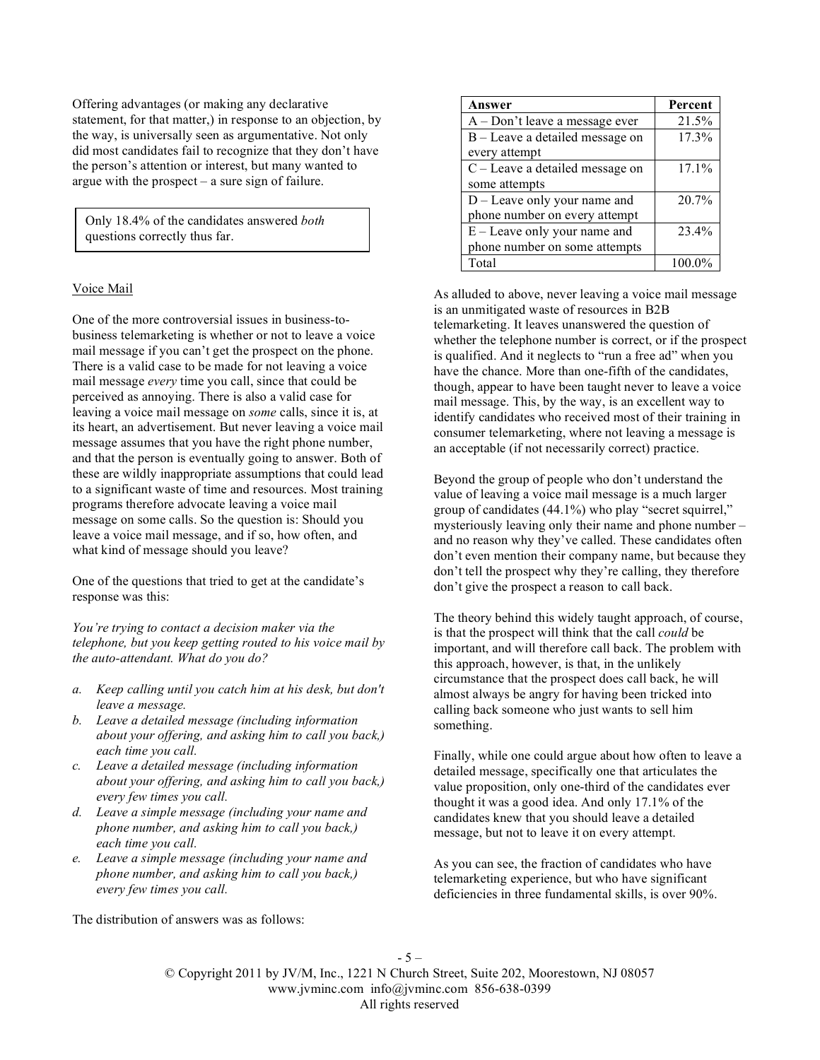Offering advantages (or making any declarative statement, for that matter,) in response to an objection, by the way, is universally seen as argumentative. Not only did most candidates fail to recognize that they don't have the person's attention or interest, but many wanted to argue with the prospect – a sure sign of failure.

> Only 18.4% of the candidates answered *both* questions correctly thus far.

Voice Mail

One of the more controversial issues in business-to-business telemarketing is whether or not to leave a voice mail message if you can't get the prospect on the phone. There is a valid case to be made for not leaving a voice mail message *every* time you call, since that could be perceived as annoying. There is also a valid case for leaving a voice mail message on *some* calls, since it is, at its heart, an advertisement. But never leaving a voice mail message assumes that you have the right phone number, and that the person is eventually going to answer. Both of these are wildly inappropriate assumptions that could lead to a significant waste of time and resources. Most training programs therefore advocate leaving a voice mail message on some calls. So the question is: Should you leave a voice mail message, and if so, how often, and what kind of message should you leave?

One of the questions that tried to get at the candidate's response was this:

*You're trying to contact a decision maker via the telephone, but you keep getting routed to his voice mail by the auto-attendant. What do you do?*

- *a. Keep calling until you catch him at his desk, but don't leave a message.*
- *b. Leave a detailed message (including information about your offering, and asking him to call you back,) each time you call.*
- *c. Leave a detailed message (including information about your offering, and asking him to call you back,) every few times you call.*
- *d. Leave a simple message (including your name and phone number, and asking him to call you back,) each time you call.*
- *e. Leave a simple message (including your name and phone number, and asking him to call you back,) every few times you call.*

The distribution of answers was as follows:

| Answer | Percent |
|---|---|
| A – Don't leave a message ever | 21.5% |
| B – Leave a detailed message on every attempt | 17.3% |
| C – Leave a detailed message on some attempts | 17.1% |
| D – Leave only your name and phone number on every attempt | 20.7% |
| E – Leave only your name and phone number on some attempts | 23.4% |
| Total | 100.0% |

As alluded to above, never leaving a voice mail message is an unmitigated waste of resources in B2B telemarketing. It leaves unanswered the question of whether the telephone number is correct, or if the prospect is qualified. And it neglects to "run a free ad" when you have the chance. More than one-fifth of the candidates, though, appear to have been taught never to leave a voice mail message. This, by the way, is an excellent way to identify candidates who received most of their training in consumer telemarketing, where not leaving a message is an acceptable (if not necessarily correct) practice.

Beyond the group of people who don't understand the value of leaving a voice mail message is a much larger group of candidates (44.1%) who play "secret squirrel," mysteriously leaving only their name and phone number – and no reason why they've called. These candidates often don't even mention their company name, but because they don't tell the prospect why they're calling, they therefore don't give the prospect a reason to call back.

The theory behind this widely taught approach, of course, is that the prospect will think that the call *could* be important, and will therefore call back. The problem with this approach, however, is that, in the unlikely circumstance that the prospect does call back, he will almost always be angry for having been tricked into calling back someone who just wants to sell him something.

Finally, while one could argue about how often to leave a detailed message, specifically one that articulates the value proposition, only one-third of the candidates ever thought it was a good idea. And only 17.1% of the candidates knew that you should leave a detailed message, but not to leave it on every attempt.

As you can see, the fraction of candidates who have telemarketing experience, but who have significant deficiencies in three fundamental skills, is over 90%.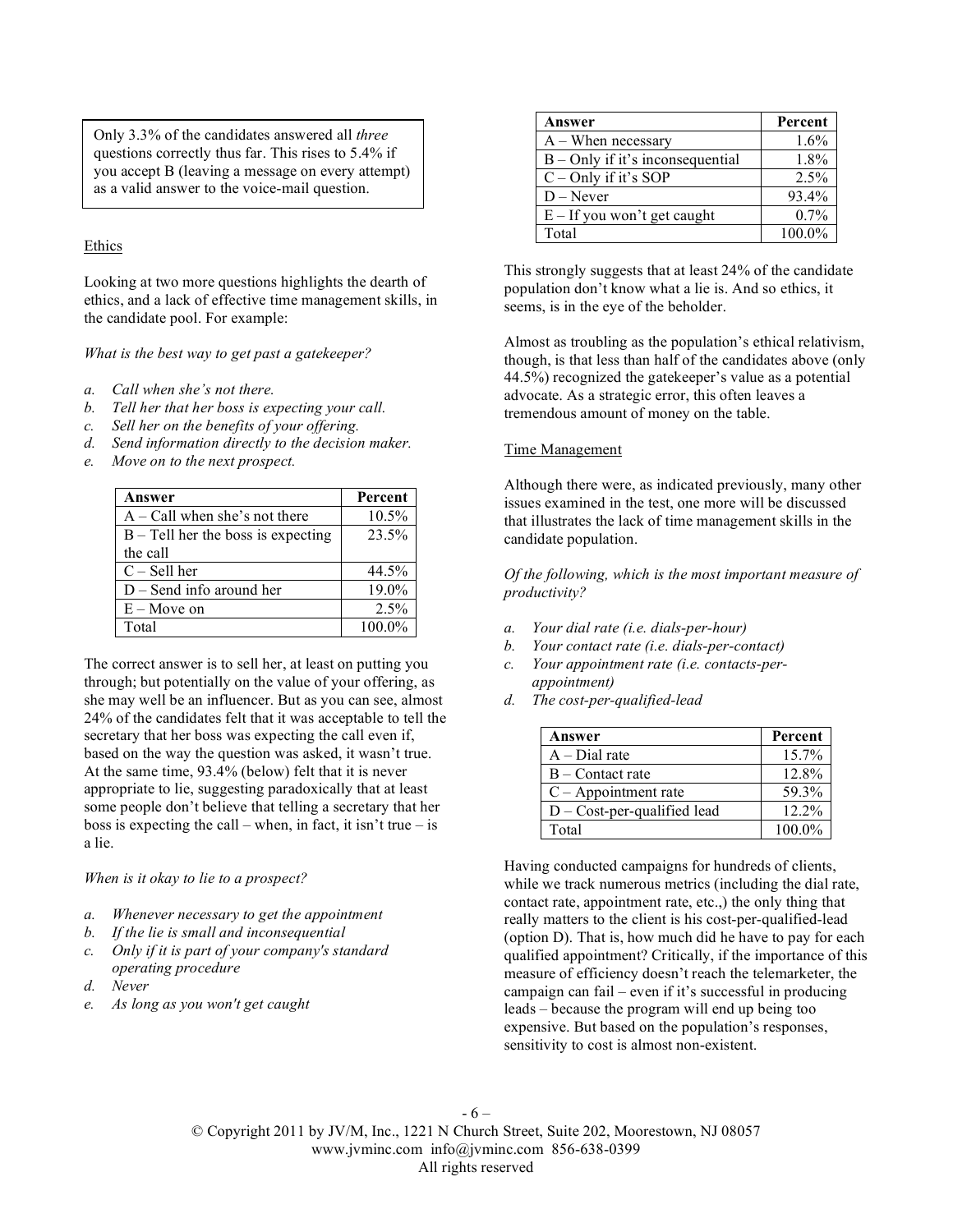Only 3.3% of the candidates answered all *three* questions correctly thus far. This rises to 5.4% if you accept B (leaving a message on every attempt) as a valid answer to the voice-mail question.

Ethics

Looking at two more questions highlights the dearth of ethics, and a lack of effective time management skills, in the candidate pool. For example:

*What is the best way to get past a gatekeeper?*

- *a. Call when she's not there.*
- *b. Tell her that her boss is expecting your call.*
- *c. Sell her on the benefits of your offering.*
- *d. Send information directly to the decision maker.*
- *e. Move on to the next prospect.*

| Answer | Percent |
|---|---|
| A – Call when she's not there | 10.5% |
| B – Tell her the boss is expecting the call | 23.5% |
| C – Sell her | 44.5% |
| D – Send info around her | 19.0% |
| E – Move on | 2.5% |
| Total | 100.0% |

The correct answer is to sell her, at least on putting you through; but potentially on the value of your offering, as she may well be an influencer. But as you can see, almost 24% of the candidates felt that it was acceptable to tell the secretary that her boss was expecting the call even if, based on the way the question was asked, it wasn't true. At the same time, 93.4% (below) felt that it is never appropriate to lie, suggesting paradoxically that at least some people don't believe that telling a secretary that her boss is expecting the call – when, in fact, it isn't true – is a lie.

*When is it okay to lie to a prospect?*

- *a. Whenever necessary to get the appointment*
- *b. If the lie is small and inconsequential*
- *c. Only if it is part of your company's standard operating procedure*
- *d. Never*
- *e. As long as you won't get caught*

| Answer | Percent |
|---|---|
| A – When necessary | 1.6% |
| B – Only if it's inconsequential | 1.8% |
| C – Only if it's SOP | 2.5% |
| D – Never | 93.4% |
| E – If you won't get caught | 0.7% |
| Total | 100.0% |

This strongly suggests that at least 24% of the candidate population don't know what a lie is. And so ethics, it seems, is in the eye of the beholder.

Almost as troubling as the population's ethical relativism, though, is that less than half of the candidates above (only 44.5%) recognized the gatekeeper's value as a potential advocate. As a strategic error, this often leaves a tremendous amount of money on the table.

Time Management

Although there were, as indicated previously, many other issues examined in the test, one more will be discussed that illustrates the lack of time management skills in the candidate population.

*Of the following, which is the most important measure of productivity?*

- *a. Your dial rate (i.e. dials-per-hour)*
- *b. Your contact rate (i.e. dials-per-contact)*
- *c. Your appointment rate (i.e. contacts-per-appointment)*
- *d. The cost-per-qualified-lead*

| Answer | Percent |
|---|---|
| A – Dial rate | 15.7% |
| B – Contact rate | 12.8% |
| C – Appointment rate | 59.3% |
| D – Cost-per-qualified lead | 12.2% |
| Total | 100.0% |

Having conducted campaigns for hundreds of clients, while we track numerous metrics (including the dial rate, contact rate, appointment rate, etc.,) the only thing that really matters to the client is his cost-per-qualified-lead (option D). That is, how much did he have to pay for each qualified appointment? Critically, if the importance of this measure of efficiency doesn't reach the telemarketer, the campaign can fail – even if it's successful in producing leads – because the program will end up being too expensive. But based on the population's responses, sensitivity to cost is almost non-existent.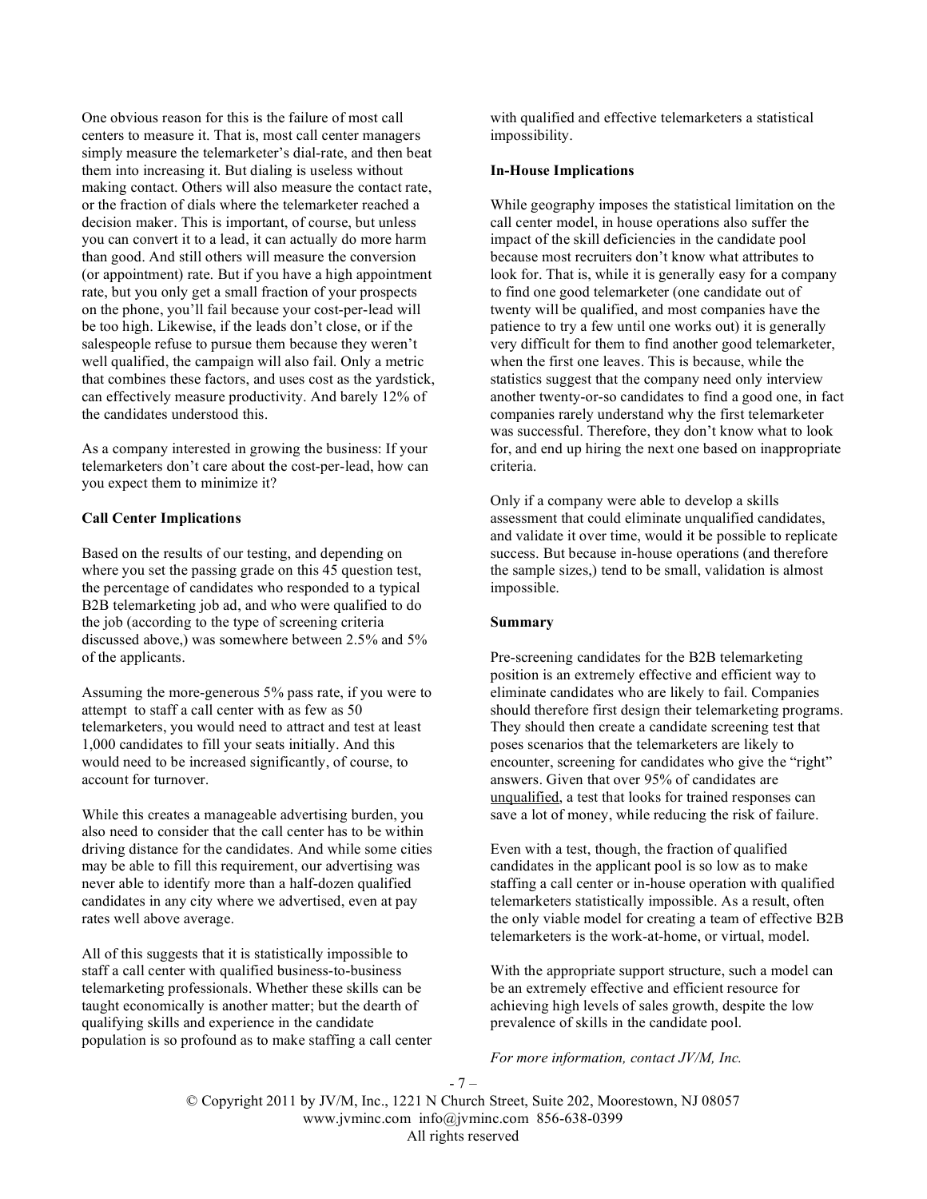One obvious reason for this is the failure of most call centers to measure it. That is, most call center managers simply measure the telemarketer's dial-rate, and then beat them into increasing it. But dialing is useless without making contact. Others will also measure the contact rate, or the fraction of dials where the telemarketer reached a decision maker. This is important, of course, but unless you can convert it to a lead, it can actually do more harm than good. And still others will measure the conversion (or appointment) rate. But if you have a high appointment rate, but you only get a small fraction of your prospects on the phone, you'll fail because your cost-per-lead will be too high. Likewise, if the leads don't close, or if the salespeople refuse to pursue them because they weren't well qualified, the campaign will also fail. Only a metric that combines these factors, and uses cost as the yardstick, can effectively measure productivity. And barely 12% of the candidates understood this.

As a company interested in growing the business: If your telemarketers don't care about the cost-per-lead, how can you expect them to minimize it?

**Call Center Implications**

Based on the results of our testing, and depending on where you set the passing grade on this 45 question test, the percentage of candidates who responded to a typical B2B telemarketing job ad, and who were qualified to do the job (according to the type of screening criteria discussed above,) was somewhere between 2.5% and 5% of the applicants.

Assuming the more-generous 5% pass rate, if you were to attempt to staff a call center with as few as 50 telemarketers, you would need to attract and test at least 1,000 candidates to fill your seats initially. And this would need to be increased significantly, of course, to account for turnover.

While this creates a manageable advertising burden, you also need to consider that the call center has to be within driving distance for the candidates. And while some cities may be able to fill this requirement, our advertising was never able to identify more than a half-dozen qualified candidates in any city where we advertised, even at pay rates well above average.

All of this suggests that it is statistically impossible to staff a call center with qualified business-to-business telemarketing professionals. Whether these skills can be taught economically is another matter; but the dearth of qualifying skills and experience in the candidate population is so profound as to make staffing a call center with qualified and effective telemarketers a statistical impossibility.

**In-House Implications**

While geography imposes the statistical limitation on the call center model, in house operations also suffer the impact of the skill deficiencies in the candidate pool because most recruiters don't know what attributes to look for. That is, while it is generally easy for a company to find one good telemarketer (one candidate out of twenty will be qualified, and most companies have the patience to try a few until one works out) it is generally very difficult for them to find another good telemarketer, when the first one leaves. This is because, while the statistics suggest that the company need only interview another twenty-or-so candidates to find a good one, in fact companies rarely understand why the first telemarketer was successful. Therefore, they don't know what to look for, and end up hiring the next one based on inappropriate criteria.

Only if a company were able to develop a skills assessment that could eliminate unqualified candidates, and validate it over time, would it be possible to replicate success. But because in-house operations (and therefore the sample sizes,) tend to be small, validation is almost impossible.

**Summary**

Pre-screening candidates for the B2B telemarketing position is an extremely effective and efficient way to eliminate candidates who are likely to fail. Companies should therefore first design their telemarketing programs. They should then create a candidate screening test that poses scenarios that the telemarketers are likely to encounter, screening for candidates who give the "right" answers. Given that over 95% of candidates are <u>unqualified</u>, a test that looks for trained responses can save a lot of money, while reducing the risk of failure.

Even with a test, though, the fraction of qualified candidates in the applicant pool is so low as to make staffing a call center or in-house operation with qualified telemarketers statistically impossible. As a result, often the only viable model for creating a team of effective B2B telemarketers is the work-at-home, or virtual, model.

With the appropriate support structure, such a model can be an extremely effective and efficient resource for achieving high levels of sales growth, despite the low prevalence of skills in the candidate pool.

*For more information, contact JV/M, Inc.*

© Copyright 2011 by JV/M, Inc., 1221 N Church Street, Suite 202, Moorestown, NJ 08057
www.jvminc.com info@jvminc.com 856-638-0399
All rights reserved